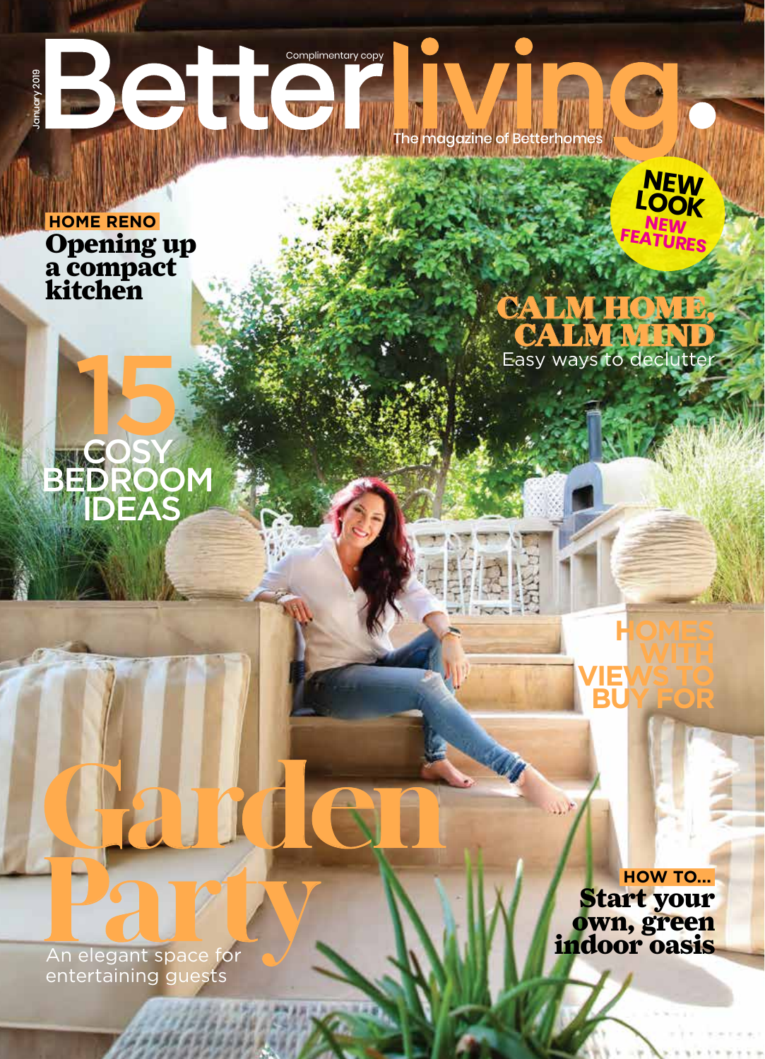January 2019

Complimentary copy

# Betterliving.

The magazine of Betterhomes

NEW LOOK NEW FEATURES

**HOME RENO**
## Opening up a compact kitchen

## CALM HOME, CALM MIND
Easy ways to declutter

## 15 COSY BEDROOM IDEAS

## HOMES WITH VIEWS TO BUY FOR

# Garden Party
An elegant space for entertaining guests

**HOW TO...**
## Start your own, green indoor oasis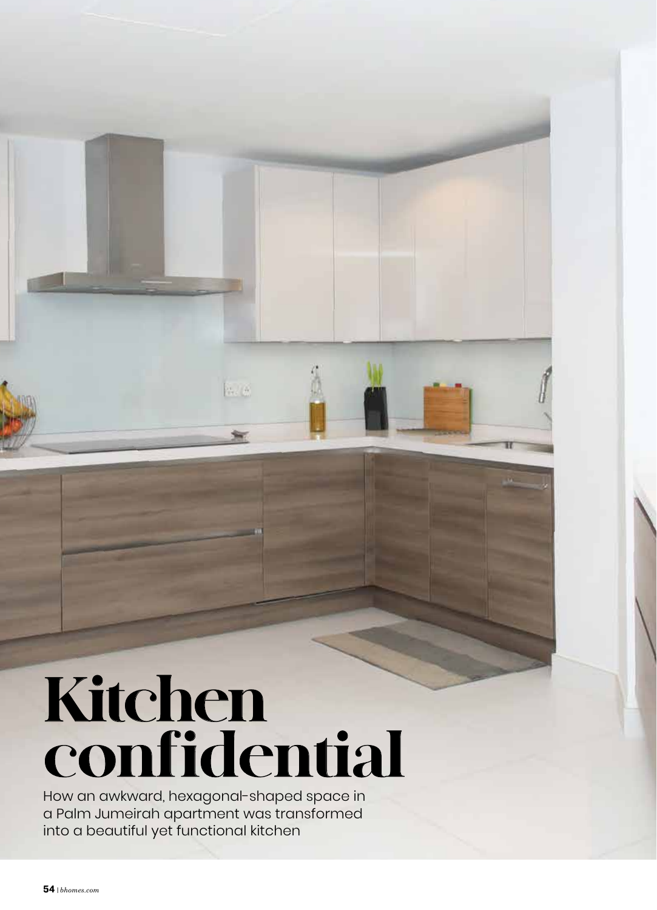# Kitchen confidential

How an awkward, hexagonal-shaped space in a Palm Jumeirah apartment was transformed into a beautiful yet functional kitchen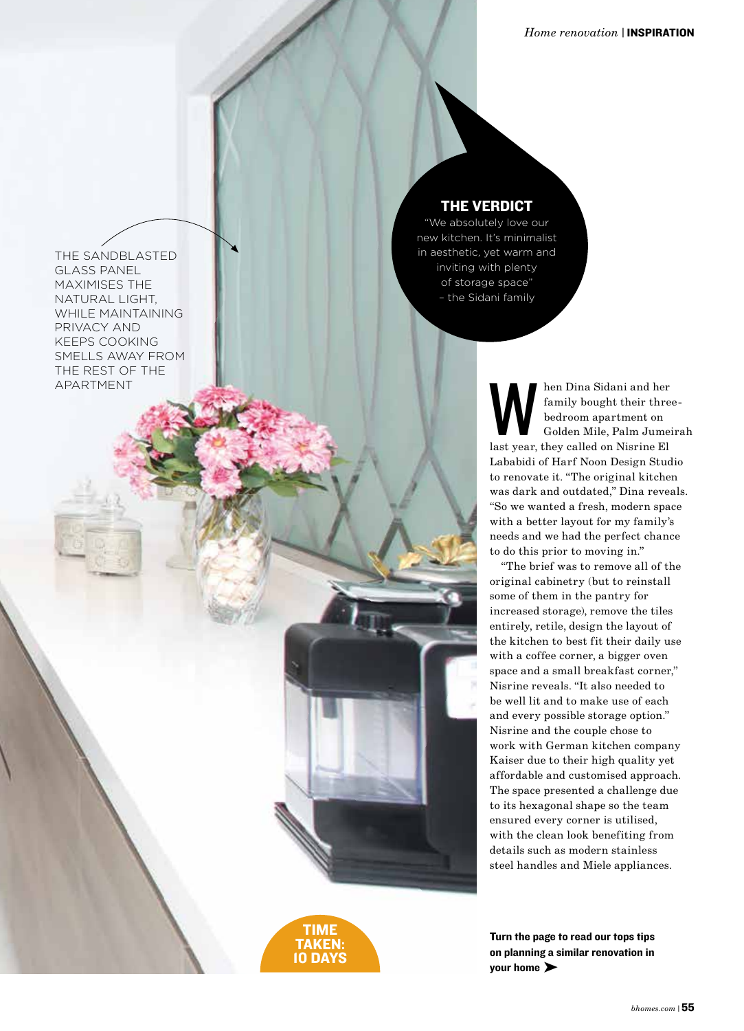THE SANDBLASTED GLASS PANEL MAXIMISES THE NATURAL LIGHT, WHILE MAINTAINING PRIVACY AND KEEPS COOKING SMELLS AWAY FROM THE REST OF THE APARTMENT

## THE VERDICT

"We absolutely love our new kitchen. It's minimalist in aesthetic, yet warm and inviting with plenty of storage space" – the Sidani family

When Dina Sidani and her family bought their three-bedroom apartment on Golden Mile, Palm Jumeirah last year, they called on Nisrine El Lababidi of Harf Noon Design Studio to renovate it. "The original kitchen was dark and outdated," Dina reveals. "So we wanted a fresh, modern space with a better layout for my family's needs and we had the perfect chance to do this prior to moving in."

"The brief was to remove all of the original cabinetry (but to reinstall some of them in the pantry for increased storage), remove the tiles entirely, retile, design the layout of the kitchen to best fit their daily use with a coffee corner, a bigger oven space and a small breakfast corner," Nisrine reveals. "It also needed to be well lit and to make use of each and every possible storage option." Nisrine and the couple chose to work with German kitchen company Kaiser due to their high quality yet affordable and customised approach. The space presented a challenge due to its hexagonal shape so the team ensured every corner is utilised, with the clean look benefiting from details such as modern stainless steel handles and Miele appliances.

**TIME TAKEN: 10 DAYS**

**Turn the page to read our tops tips on planning a similar renovation in your home ➤**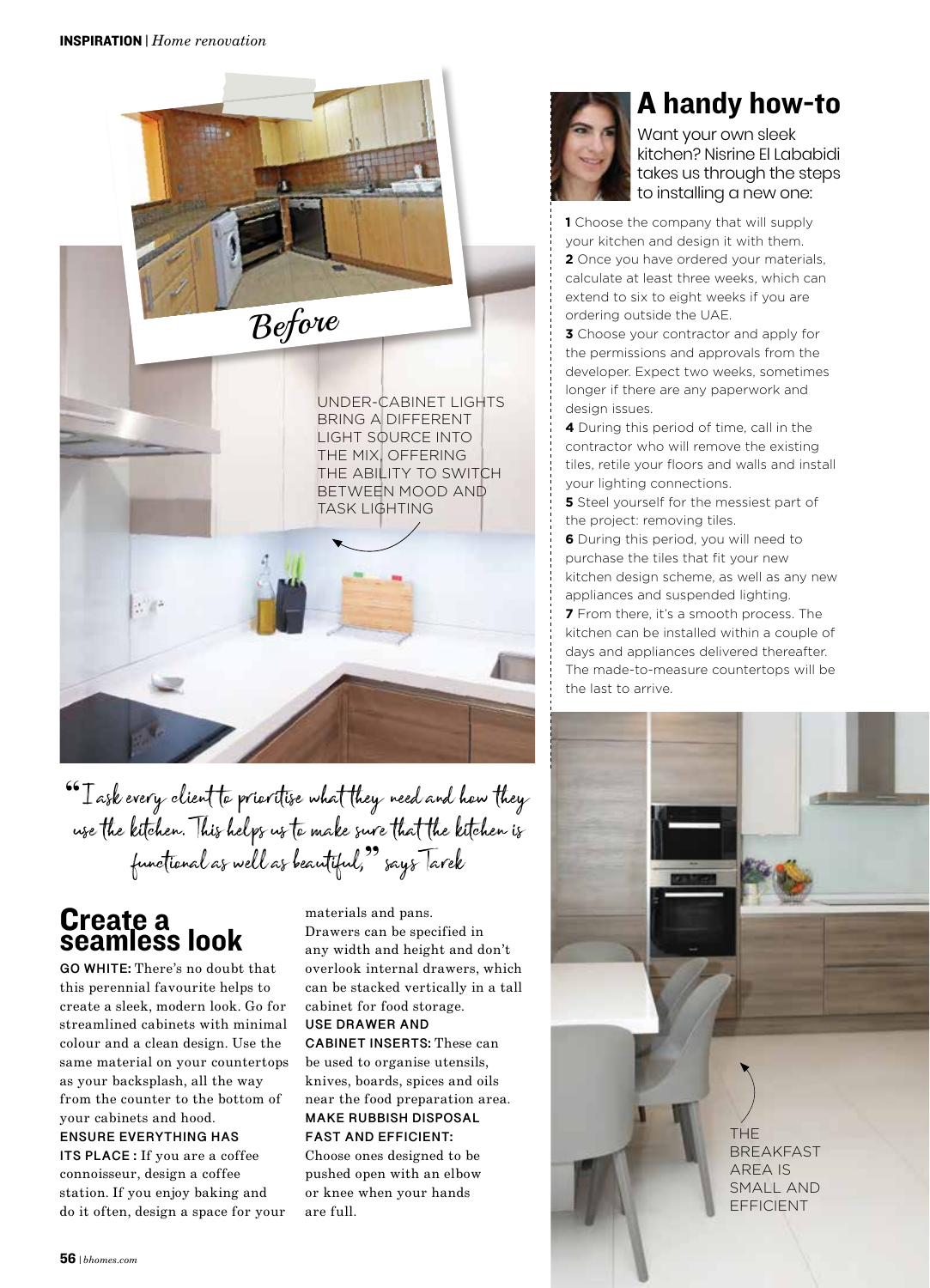Before

UNDER-CABINET LIGHTS BRING A DIFFERENT LIGHT SOURCE INTO THE MIX, OFFERING THE ABILITY TO SWITCH BETWEEN MOOD AND TASK LIGHTING

"I ask every client to prioritise what they need and how they use the kitchen. This helps us to make sure that the kitchen is functional as well as beautiful," says Tarek

## Create a seamless look

**GO WHITE:** There's no doubt that this perennial favourite helps to create a sleek, modern look. Go for streamlined cabinets with minimal colour and a clean design. Use the same material on your countertops as your backsplash, all the way from the counter to the bottom of your cabinets and hood.

**ENSURE EVERYTHING HAS ITS PLACE :** If you are a coffee connoisseur, design a coffee station. If you enjoy baking and do it often, design a space for your materials and pans.

Drawers can be specified in any width and height and don't overlook internal drawers, which can be stacked vertically in a tall cabinet for food storage.

**USE DRAWER AND CABINET INSERTS:** These can be used to organise utensils, knives, boards, spices and oils near the food preparation area.

**MAKE RUBBISH DISPOSAL FAST AND EFFICIENT:** Choose ones designed to be pushed open with an elbow or knee when your hands are full.

## A handy how-to

Want your own sleek kitchen? Nisrine El Lababidi takes us through the steps to installing a new one:

**1** Choose the company that will supply your kitchen and design it with them.

**2** Once you have ordered your materials, calculate at least three weeks, which can extend to six to eight weeks if you are ordering outside the UAE.

**3** Choose your contractor and apply for the permissions and approvals from the developer. Expect two weeks, sometimes longer if there are any paperwork and design issues.

**4** During this period of time, call in the contractor who will remove the existing tiles, retile your floors and walls and install your lighting connections.

**5** Steel yourself for the messiest part of the project: removing tiles.

**6** During this period, you will need to purchase the tiles that fit your new kitchen design scheme, as well as any new appliances and suspended lighting.

**7** From there, it's a smooth process. The kitchen can be installed within a couple of days and appliances delivered thereafter. The made-to-measure countertops will be the last to arrive.

THE BREAKFAST AREA IS SMALL AND EFFICIENT